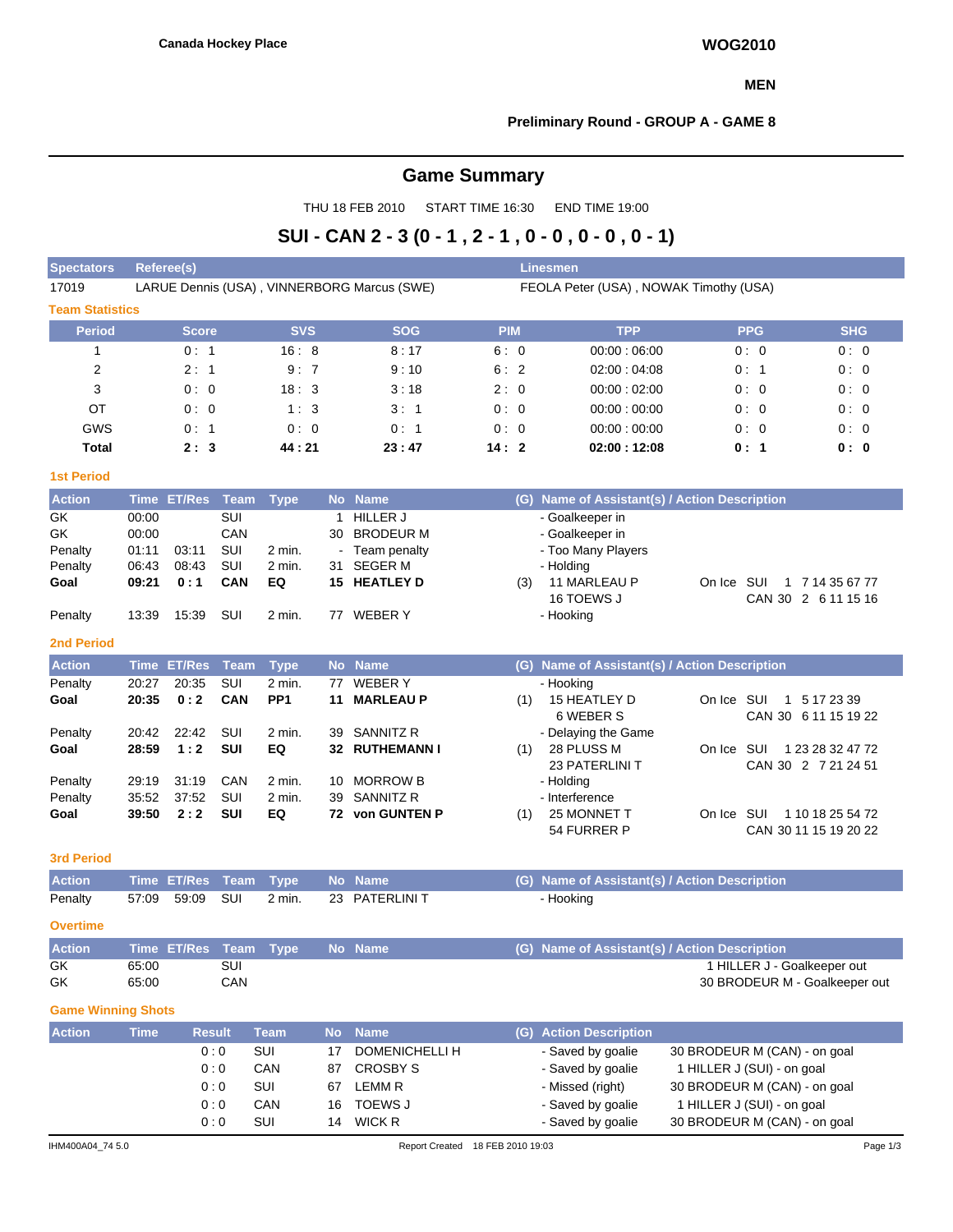Canada Hockey Place

**WOG2010**

**MEN**

**Preliminary Round - GROUP A - GAME 8**

## Game Summary

THU 18 FEB 2010 START TIME 16:30 END TIME 19:00

## SUI - CAN 2 - 3 (0 - 1 , 2 - 1 , 0 - 0 , 0 - 0 , 0 - 1)

| Spectators | Referee(s) | Linesmen |
|---|---|---|
| 17019 | LARUE Dennis (USA) , VINNERBORG Marcus (SWE) | FEOLA Peter (USA) , NOWAK Timothy (USA) |

### Team Statistics

| Period | Score | SVS | SOG | PIM | TPP | PPG | SHG |
|---|---|---|---|---|---|---|---|
| 1 | 0 : 1 | 16 : 8 | 8 : 17 | 6 : 0 | 00:00 : 06:00 | 0 : 0 | 0 : 0 |
| 2 | 2 : 1 | 9 : 7 | 9 : 10 | 6 : 2 | 02:00 : 04:08 | 0 : 1 | 0 : 0 |
| 3 | 0 : 0 | 18 : 3 | 3 : 18 | 2 : 0 | 00:00 : 02:00 | 0 : 0 | 0 : 0 |
| OT | 0 : 0 | 1 : 3 | 3 : 1 | 0 : 0 | 00:00 : 00:00 | 0 : 0 | 0 : 0 |
| GWS | 0 : 1 | 0 : 0 | 0 : 1 | 0 : 0 | 00:00 : 00:00 | 0 : 0 | 0 : 0 |
| **Total** | **2 : 3** | **44 : 21** | **23 : 47** | **14 : 2** | **02:00 : 12:08** | **0 : 1** | **0 : 0** |

### 1st Period

| Action | Time | ET/Res | Team | Type | No | Name | (G) | Name of Assistant(s) / Action Description | On Ice |
|---|---|---|---|---|---|---|---|---|---|
| GK | 00:00 | | SUI | | 1 | HILLER J | | - Goalkeeper in | |
| GK | 00:00 | | CAN | | 30 | BRODEUR M | | - Goalkeeper in | |
| Penalty | 01:11 | 03:11 | SUI | 2 min. | - | Team penalty | | - Too Many Players | |
| Penalty | 06:43 | 08:43 | SUI | 2 min. | 31 | SEGER M | | - Holding | |
| **Goal** | **09:21** | **0 : 1** | **CAN** | **EQ** | **15** | **HEATLEY D** | (3) | 11 MARLEAU P, 16 TOEWS J | SUI 1 7 14 35 67 77 / CAN 30 2 6 11 15 16 |
| Penalty | 13:39 | 15:39 | SUI | 2 min. | 77 | WEBER Y | | - Hooking | |

### 2nd Period

| Action | Time | ET/Res | Team | Type | No | Name | (G) | Name of Assistant(s) / Action Description | On Ice |
|---|---|---|---|---|---|---|---|---|---|
| Penalty | 20:27 | 20:35 | SUI | 2 min. | 77 | WEBER Y | | - Hooking | |
| **Goal** | **20:35** | **0 : 2** | **CAN** | **PP1** | **11** | **MARLEAU P** | (1) | 15 HEATLEY D, 6 WEBER S | SUI 1 5 17 23 39 / CAN 30 6 11 15 19 22 |
| Penalty | 20:42 | 22:42 | SUI | 2 min. | 39 | SANNITZ R | | - Delaying the Game | |
| **Goal** | **28:59** | **1 : 2** | **SUI** | **EQ** | **32** | **RUTHEMANN I** | (1) | 28 PLUSS M, 23 PATERLINI T | SUI 1 23 28 32 47 72 / CAN 30 2 7 21 24 51 |
| Penalty | 29:19 | 31:19 | CAN | 2 min. | 10 | MORROW B | | - Holding | |
| Penalty | 35:52 | 37:52 | SUI | 2 min. | 39 | SANNITZ R | | - Interference | |
| **Goal** | **39:50** | **2 : 2** | **SUI** | **EQ** | **72** | **von GUNTEN P** | (1) | 25 MONNET T, 54 FURRER P | SUI 1 10 18 25 54 72 / CAN 30 11 15 19 20 22 |

### 3rd Period

| Action | Time | ET/Res | Team | Type | No | Name | (G) | Name of Assistant(s) / Action Description |
|---|---|---|---|---|---|---|---|---|
| Penalty | 57:09 | 59:09 | SUI | 2 min. | 23 | PATERLINI T | | - Hooking |

### Overtime

| Action | Time | ET/Res | Team | Type | No | Name | (G) | Name of Assistant(s) / Action Description |
|---|---|---|---|---|---|---|---|---|
| GK | 65:00 | | SUI | | | | | 1 HILLER J - Goalkeeper out |
| GK | 65:00 | | CAN | | | | | 30 BRODEUR M - Goalkeeper out |

### Game Winning Shots

| Action | Time | Result | Team | No | Name | (G) | Action Description | |
|---|---|---|---|---|---|---|---|---|
| | | 0 : 0 | SUI | 17 | DOMENICHELLI H | | - Saved by goalie | 30 BRODEUR M (CAN) - on goal |
| | | 0 : 0 | CAN | 87 | CROSBY S | | - Saved by goalie | 1 HILLER J (SUI) - on goal |
| | | 0 : 0 | SUI | 67 | LEMM R | | - Missed (right) | 30 BRODEUR M (CAN) - on goal |
| | | 0 : 0 | CAN | 16 | TOEWS J | | - Saved by goalie | 1 HILLER J (SUI) - on goal |
| | | 0 : 0 | SUI | 14 | WICK R | | - Saved by goalie | 30 BRODEUR M (CAN) - on goal |

IHM400A04_74 5.0 Report Created 18 FEB 2010 19:03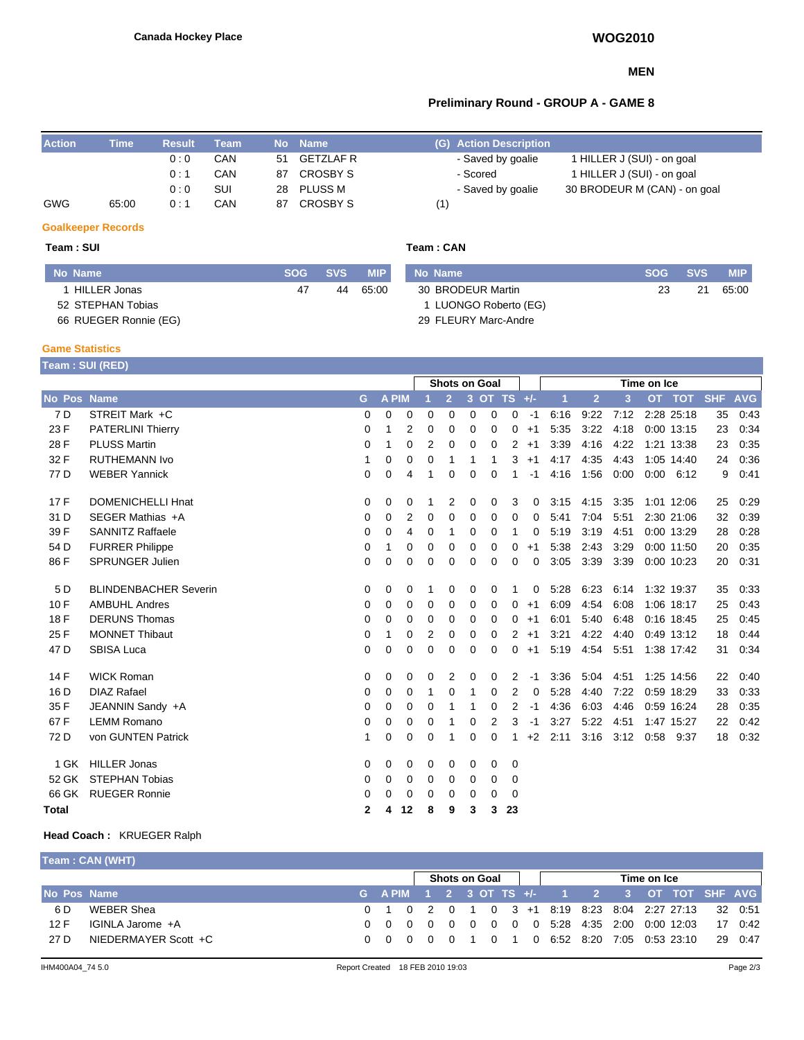**Canada Hockey Place**

**WOG2010**

**MEN**

**Preliminary Round - GROUP A - GAME 8**

| Action | Time | Result | Team | No | Name | (G) | Action Description | |
|---|---|---|---|---|---|---|---|---|
| | | 0 : 0 | CAN | 51 | GETZLAF R | | - Saved by goalie | 1 HILLER J (SUI) - on goal |
| | | 0 : 1 | CAN | 87 | CROSBY S | | - Scored | 1 HILLER J (SUI) - on goal |
| | | 0 : 0 | SUI | 28 | PLUSS M | | - Saved by goalie | 30 BRODEUR M (CAN) - on goal |
| GWG | 65:00 | 0 : 1 | CAN | 87 | CROSBY S | (1) | | |

### Goalkeeper Records

**Team : SUI**

| No | Name | SOG | SVS | MIP |
|---|---|---|---|---|
| 1 | HILLER Jonas | 47 | 44 | 65:00 |
| 52 | STEPHAN Tobias | | | |
| 66 | RUEGER Ronnie (EG) | | | |

**Team : CAN**

| No | Name | SOG | SVS | MIP |
|---|---|---|---|---|
| 30 | BRODEUR Martin | 23 | 21 | 65:00 |
| 1 | LUONGO Roberto (EG) | | | |
| 29 | FLEURY Marc-Andre | | | |

### Game Statistics

**Team : SUI (RED)**

| | | | | | | Shots on Goal | | | | | | Time on Ice | | | | | | |
|---|---|---|---|---|---|---|---|---|---|---|---|---|---|---|---|---|---|---|
| No | Pos | Name | G | A | PIM | 1 | 2 | 3 | OT | TS | +/- | 1 | 2 | 3 | OT | TOT | SHF | AVG |
| 7 | D | STREIT Mark +C | 0 | 0 | 0 | 0 | 0 | 0 | 0 | 0 | -1 | 6:16 | 9:22 | 7:12 | 2:28 | 25:18 | 35 | 0:43 |
| 23 | F | PATERLINI Thierry | 0 | 1 | 2 | 0 | 0 | 0 | 0 | 0 | +1 | 5:35 | 3:22 | 4:18 | 0:00 | 13:15 | 23 | 0:34 |
| 28 | F | PLUSS Martin | 0 | 1 | 0 | 2 | 0 | 0 | 0 | 2 | +1 | 3:39 | 4:16 | 4:22 | 1:21 | 13:38 | 23 | 0:35 |
| 32 | F | RUTHEMANN Ivo | 1 | 0 | 0 | 0 | 1 | 1 | 1 | 3 | +1 | 4:17 | 4:35 | 4:43 | 1:05 | 14:40 | 24 | 0:36 |
| 77 | D | WEBER Yannick | 0 | 0 | 4 | 1 | 0 | 0 | 0 | 1 | -1 | 4:16 | 1:56 | 0:00 | 0:00 | 6:12 | 9 | 0:41 |
| 17 | F | DOMENICHELLI Hnat | 0 | 0 | 0 | 1 | 2 | 0 | 0 | 3 | 0 | 3:15 | 4:15 | 3:35 | 1:01 | 12:06 | 25 | 0:29 |
| 31 | D | SEGER Mathias +A | 0 | 0 | 2 | 0 | 0 | 0 | 0 | 0 | 0 | 5:41 | 7:04 | 5:51 | 2:30 | 21:06 | 32 | 0:39 |
| 39 | F | SANNITZ Raffaele | 0 | 0 | 4 | 0 | 1 | 0 | 0 | 1 | 0 | 5:19 | 3:19 | 4:51 | 0:00 | 13:29 | 28 | 0:28 |
| 54 | D | FURRER Philippe | 0 | 1 | 0 | 0 | 0 | 0 | 0 | 0 | +1 | 5:38 | 2:43 | 3:29 | 0:00 | 11:50 | 20 | 0:35 |
| 86 | F | SPRUNGER Julien | 0 | 0 | 0 | 0 | 0 | 0 | 0 | 0 | 0 | 3:05 | 3:39 | 3:39 | 0:00 | 10:23 | 20 | 0:31 |
| 5 | D | BLINDENBACHER Severin | 0 | 0 | 0 | 1 | 0 | 0 | 0 | 1 | 0 | 5:28 | 6:23 | 6:14 | 1:32 | 19:37 | 35 | 0:33 |
| 10 | F | AMBUHL Andres | 0 | 0 | 0 | 0 | 0 | 0 | 0 | 0 | +1 | 6:09 | 4:54 | 6:08 | 1:06 | 18:17 | 25 | 0:43 |
| 18 | F | DERUNS Thomas | 0 | 0 | 0 | 0 | 0 | 0 | 0 | 0 | +1 | 6:01 | 5:40 | 6:48 | 0:16 | 18:45 | 25 | 0:45 |
| 25 | F | MONNET Thibaut | 0 | 1 | 0 | 2 | 0 | 0 | 0 | 2 | +1 | 3:21 | 4:22 | 4:40 | 0:49 | 13:12 | 18 | 0:44 |
| 47 | D | SBISA Luca | 0 | 0 | 0 | 0 | 0 | 0 | 0 | 0 | +1 | 5:19 | 4:54 | 5:51 | 1:38 | 17:42 | 31 | 0:34 |
| 14 | F | WICK Roman | 0 | 0 | 0 | 0 | 2 | 0 | 0 | 2 | -1 | 3:36 | 5:04 | 4:51 | 1:25 | 14:56 | 22 | 0:40 |
| 16 | D | DIAZ Rafael | 0 | 0 | 0 | 1 | 0 | 1 | 0 | 2 | 0 | 5:28 | 4:40 | 7:22 | 0:59 | 18:29 | 33 | 0:33 |
| 35 | F | JEANNIN Sandy +A | 0 | 0 | 0 | 0 | 1 | 1 | 0 | 2 | -1 | 4:36 | 6:03 | 4:46 | 0:59 | 16:24 | 28 | 0:35 |
| 67 | F | LEMM Romano | 0 | 0 | 0 | 0 | 1 | 0 | 2 | 3 | -1 | 3:27 | 5:22 | 4:51 | 1:47 | 15:27 | 22 | 0:42 |
| 72 | D | von GUNTEN Patrick | 1 | 0 | 0 | 0 | 1 | 0 | 0 | 1 | +2 | 2:11 | 3:16 | 3:12 | 0:58 | 9:37 | 18 | 0:32 |
| 1 | GK | HILLER Jonas | 0 | 0 | 0 | 0 | 0 | 0 | 0 | 0 | | | | | | | | |
| 52 | GK | STEPHAN Tobias | 0 | 0 | 0 | 0 | 0 | 0 | 0 | 0 | | | | | | | | |
| 66 | GK | RUEGER Ronnie | 0 | 0 | 0 | 0 | 0 | 0 | 0 | 0 | | | | | | | | |
| **Total** | | | **2** | **4** | **12** | **8** | **9** | **3** | **3** | **23** | | | | | | | | |

**Head Coach :** KRUEGER Ralph

**Team : CAN (WHT)**

| | | | | | | Shots on Goal | | | | | | Time on Ice | | | | | | |
|---|---|---|---|---|---|---|---|---|---|---|---|---|---|---|---|---|---|---|
| No | Pos | Name | G | A | PIM | 1 | 2 | 3 | OT | TS | +/- | 1 | 2 | 3 | OT | TOT | SHF | AVG |
| 6 | D | WEBER Shea | 0 | 1 | 0 | 2 | 0 | 1 | 0 | 3 | +1 | 8:19 | 8:23 | 8:04 | 2:27 | 27:13 | 32 | 0:51 |
| 12 | F | IGINLA Jarome +A | 0 | 0 | 0 | 0 | 0 | 0 | 0 | 0 | 0 | 5:28 | 4:35 | 2:00 | 0:00 | 12:03 | 17 | 0:42 |
| 27 | D | NIEDERMAYER Scott +C | 0 | 0 | 0 | 0 | 0 | 1 | 0 | 1 | 0 | 6:52 | 8:20 | 7:05 | 0:53 | 23:10 | 29 | 0:47 |

IHM400A04_74 5.0 Report Created 18 FEB 2010 19:03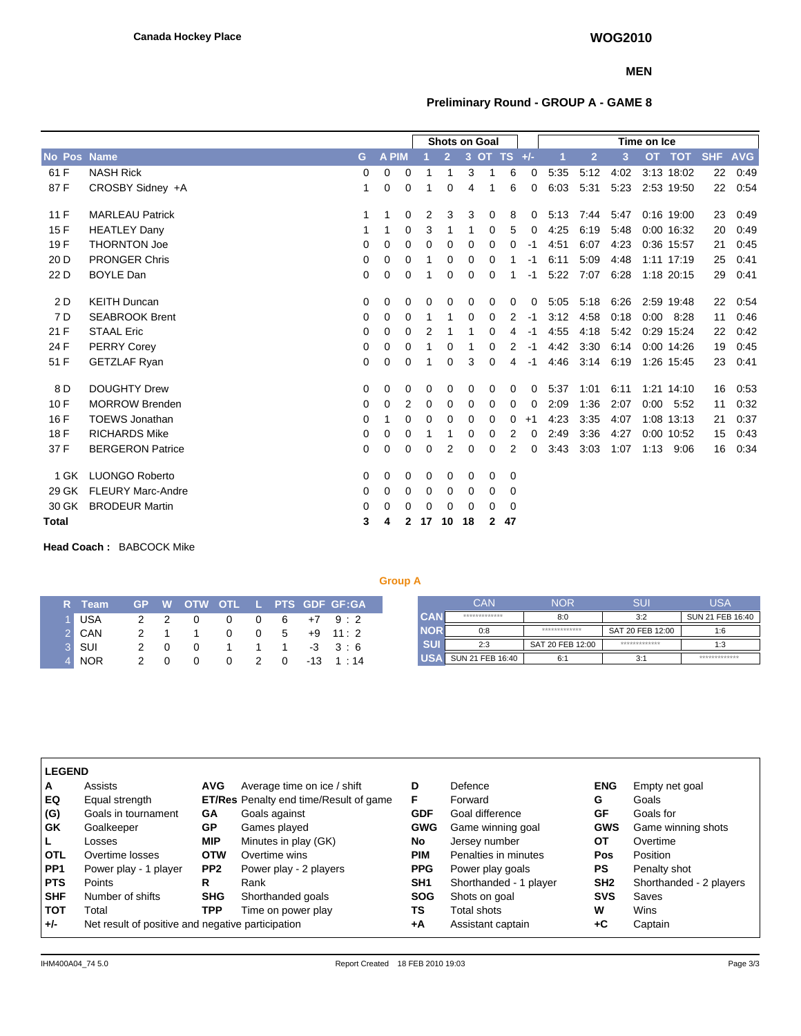Canada Hockey Place

**WOG2010**

**MEN**

**Preliminary Round - GROUP A - GAME 8**

| | | | | | | Shots on Goal | | | | | | Time on Ice | | | | | | |
|---|---|---|---|---|---|---|---|---|---|---|---|---|---|---|---|---|---|---|
| No | Pos | Name | G | A | PIM | 1 | 2 | 3 | OT | TS | +/- | 1 | 2 | 3 | OT | TOT | SHF | AVG |
| 61 | F | NASH Rick | 0 | 0 | 0 | 1 | 1 | 3 | 1 | 6 | 0 | 5:35 | 5:12 | 4:02 | 3:13 | 18:02 | 22 | 0:49 |
| 87 | F | CROSBY Sidney +A | 1 | 0 | 0 | 1 | 0 | 4 | 1 | 6 | 0 | 6:03 | 5:31 | 5:23 | 2:53 | 19:50 | 22 | 0:54 |
| 11 | F | MARLEAU Patrick | 1 | 1 | 0 | 2 | 3 | 3 | 0 | 8 | 0 | 5:13 | 7:44 | 5:47 | 0:16 | 19:00 | 23 | 0:49 |
| 15 | F | HEATLEY Dany | 1 | 1 | 0 | 3 | 1 | 1 | 0 | 5 | 0 | 4:25 | 6:19 | 5:48 | 0:00 | 16:32 | 20 | 0:49 |
| 19 | F | THORNTON Joe | 0 | 0 | 0 | 0 | 0 | 0 | 0 | 0 | -1 | 4:51 | 6:07 | 4:23 | 0:36 | 15:57 | 21 | 0:45 |
| 20 | D | PRONGER Chris | 0 | 0 | 0 | 1 | 0 | 0 | 0 | 1 | -1 | 6:11 | 5:09 | 4:48 | 1:11 | 17:19 | 25 | 0:41 |
| 22 | D | BOYLE Dan | 0 | 0 | 0 | 1 | 0 | 0 | 0 | 1 | -1 | 5:22 | 7:07 | 6:28 | 1:18 | 20:15 | 29 | 0:41 |
| 2 | D | KEITH Duncan | 0 | 0 | 0 | 0 | 0 | 0 | 0 | 0 | 0 | 5:05 | 5:18 | 6:26 | 2:59 | 19:48 | 22 | 0:54 |
| 7 | D | SEABROOK Brent | 0 | 0 | 0 | 1 | 1 | 0 | 0 | 2 | -1 | 3:12 | 4:58 | 0:18 | 0:00 | 8:28 | 11 | 0:46 |
| 21 | F | STAAL Eric | 0 | 0 | 0 | 2 | 1 | 1 | 0 | 4 | -1 | 4:55 | 4:18 | 5:42 | 0:29 | 15:24 | 22 | 0:42 |
| 24 | F | PERRY Corey | 0 | 0 | 0 | 1 | 0 | 1 | 0 | 2 | -1 | 4:42 | 3:30 | 6:14 | 0:00 | 14:26 | 19 | 0:45 |
| 51 | F | GETZLAF Ryan | 0 | 0 | 0 | 1 | 0 | 3 | 0 | 4 | -1 | 4:46 | 3:14 | 6:19 | 1:26 | 15:45 | 23 | 0:41 |
| 8 | D | DOUGHTY Drew | 0 | 0 | 0 | 0 | 0 | 0 | 0 | 0 | 0 | 5:37 | 1:01 | 6:11 | 1:21 | 14:10 | 16 | 0:53 |
| 10 | F | MORROW Brenden | 0 | 0 | 2 | 0 | 0 | 0 | 0 | 0 | 0 | 2:09 | 1:36 | 2:07 | 0:00 | 5:52 | 11 | 0:32 |
| 16 | F | TOEWS Jonathan | 0 | 1 | 0 | 0 | 0 | 0 | 0 | 0 | +1 | 4:23 | 3:35 | 4:07 | 1:08 | 13:13 | 21 | 0:37 |
| 18 | F | RICHARDS Mike | 0 | 0 | 0 | 1 | 1 | 0 | 0 | 2 | 0 | 2:49 | 3:36 | 4:27 | 0:00 | 10:52 | 15 | 0:43 |
| 37 | F | BERGERON Patrice | 0 | 0 | 0 | 0 | 2 | 0 | 0 | 2 | 0 | 3:43 | 3:03 | 1:07 | 1:13 | 9:06 | 16 | 0:34 |
| 1 | GK | LUONGO Roberto | 0 | 0 | 0 | 0 | 0 | 0 | 0 | 0 | | | | | | | | |
| 29 | GK | FLEURY Marc-Andre | 0 | 0 | 0 | 0 | 0 | 0 | 0 | 0 | | | | | | | | |
| 30 | GK | BRODEUR Martin | 0 | 0 | 0 | 0 | 0 | 0 | 0 | 0 | | | | | | | | |
| **Total** | | | **3** | **4** | **2** | **17** | **10** | **18** | **2** | **47** | | | | | | | | |

**Head Coach :** BABCOCK Mike

**Group A**

| R | Team | GP | W | OTW | OTL | L | PTS | GDF | GF:GA |
|---|---|---|---|---|---|---|---|---|---|
| 1 | USA | 2 | 2 | 0 | 0 | 0 | 6 | +7 | 9 : 2 |
| 2 | CAN | 2 | 1 | 1 | 0 | 0 | 5 | +9 | 11 : 2 |
| 3 | SUI | 2 | 0 | 0 | 1 | 1 | 1 | -3 | 3 : 6 |
| 4 | NOR | 2 | 0 | 0 | 0 | 2 | 0 | -13 | 1 : 14 |

| | CAN | NOR | SUI | USA |
|---|---|---|---|---|
| CAN | ************* | 8:0 | 3:2 | SUN 21 FEB 16:40 |
| NOR | 0:8 | ************* | SAT 20 FEB 12:00 | 1:6 |
| SUI | 2:3 | SAT 20 FEB 12:00 | ************* | 1:3 |
| USA | SUN 21 FEB 16:40 | 6:1 | 3:1 | ************* |

**LEGEND**

| | | | | | | | |
|---|---|---|---|---|---|---|---|
| **A** | Assists | **AVG** | Average time on ice / shift | **D** | Defence | **ENG** | Empty net goal |
| **EQ** | Equal strength | **ET/Res** | Penalty end time/Result of game | **F** | Forward | **G** | Goals |
| **(G)** | Goals in tournament | **GA** | Goals against | **GDF** | Goal difference | **GF** | Goals for |
| **GK** | Goalkeeper | **GP** | Games played | **GWG** | Game winning goal | **GWS** | Game winning shots |
| **L** | Losses | **MIP** | Minutes in play (GK) | **No** | Jersey number | **OT** | Overtime |
| **OTL** | Overtime losses | **OTW** | Overtime wins | **PIM** | Penalties in minutes | **Pos** | Position |
| **PP1** | Power play - 1 player | **PP2** | Power play - 2 players | **PPG** | Power play goals | **PS** | Penalty shot |
| **PTS** | Points | **R** | Rank | **SH1** | Shorthanded - 1 player | **SH2** | Shorthanded - 2 players |
| **SHF** | Number of shifts | **SHG** | Shorthanded goals | **SOG** | Shots on goal | **SVS** | Saves |
| **TOT** | Total | **TPP** | Time on power play | **TS** | Total shots | **W** | Wins |
| **+/-** | Net result of positive and negative participation | | | **+A** | Assistant captain | **+C** | Captain |

IHM400A04_74 5.0 Report Created 18 FEB 2010 19:03